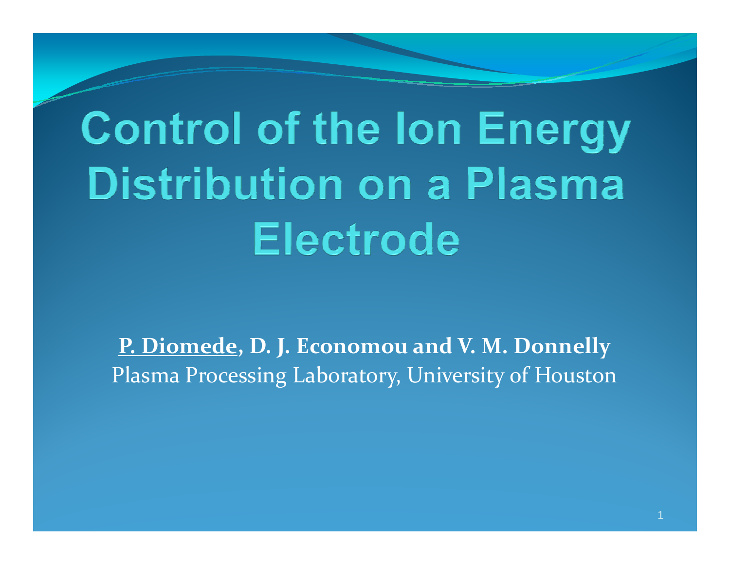# Control of the Ion Energy Distribution on a Plasma Electrode

**<u>P. Diomede</u>, D. J. Economou and V. M. Donnelly**

Plasma Processing Laboratory, University of Houston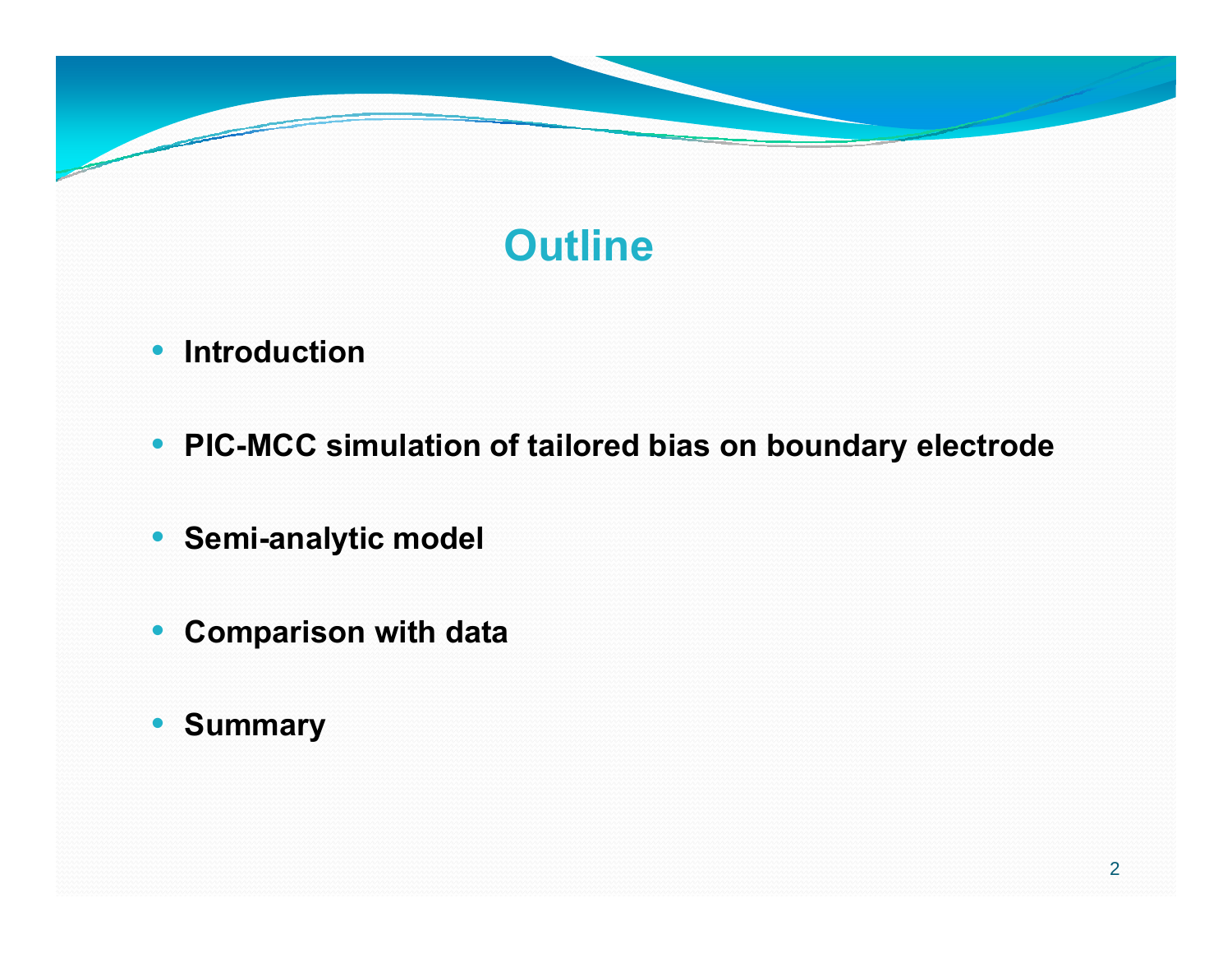# Outline

- **Introduction**
- **PIC-MCC simulation of tailored bias on boundary electrode**
- **Semi-analytic model**
- **Comparison with data**
- **Summary**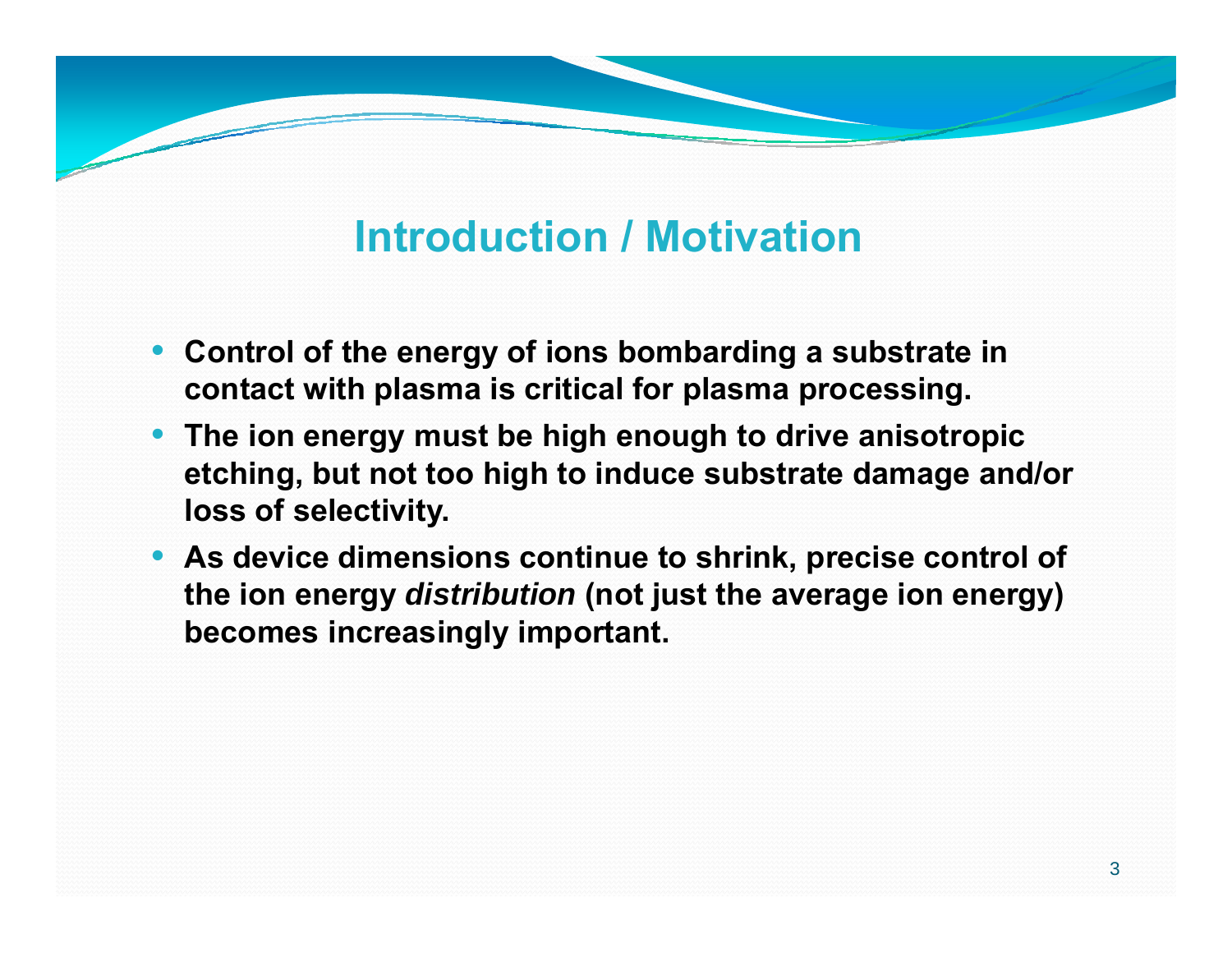# Introduction / Motivation

- **Control of the energy of ions bombarding a substrate in contact with plasma is critical for plasma processing.**
- **The ion energy must be high enough to drive anisotropic etching, but not too high to induce substrate damage and/or loss of selectivity.**
- **As device dimensions continue to shrink, precise control of the ion energy *distribution* (not just the average ion energy) becomes increasingly important.**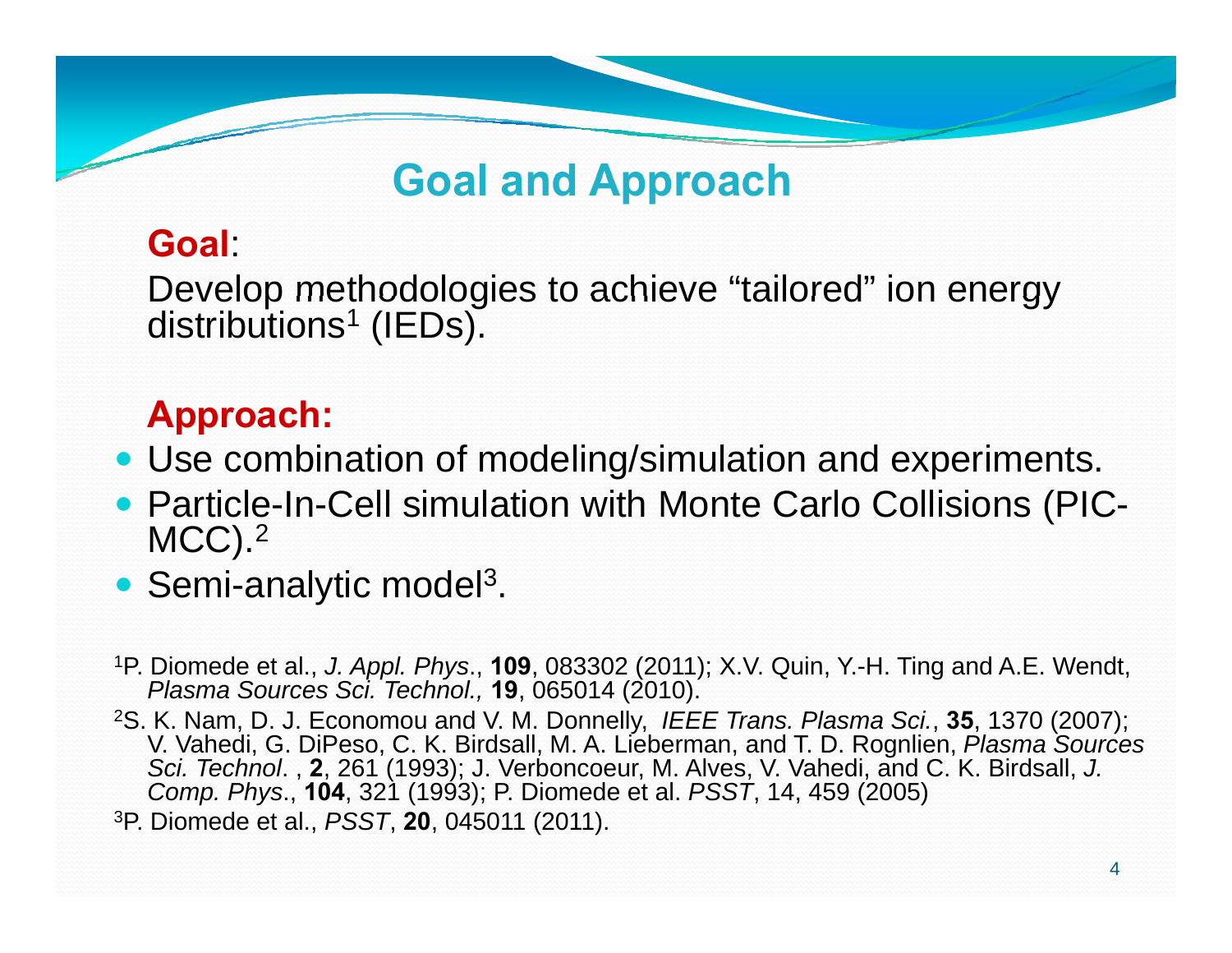# Goal and Approach

**Goal**:

Develop methodologies to achieve "tailored" ion energy distributions[1] (IEDs).

**Approach:**

- Use combination of modeling/simulation and experiments.
- Particle-In-Cell simulation with Monte Carlo Collisions (PIC-MCC).[2]
- Semi-analytic model[3].

[1]P. Diomede et al., *J. Appl. Phys*., **109**, 083302 (2011); X.V. Quin, Y.-H. Ting and A.E. Wendt, *Plasma Sources Sci. Technol.,* **19**, 065014 (2010).

[2]S. K. Nam, D. J. Economou and V. M. Donnelly, *IEEE Trans. Plasma Sci.*, **35**, 1370 (2007); V. Vahedi, G. DiPeso, C. K. Birdsall, M. A. Lieberman, and T. D. Rognlien, *Plasma Sources Sci. Technol*. , **2**, 261 (1993); J. Verboncoeur, M. Alves, V. Vahedi, and C. K. Birdsall, *J. Comp. Phys*., **104**, 321 (1993); P. Diomede et al. *PSST*, 14, 459 (2005)

[3]P. Diomede et al., *PSST*, **20**, 045011 (2011).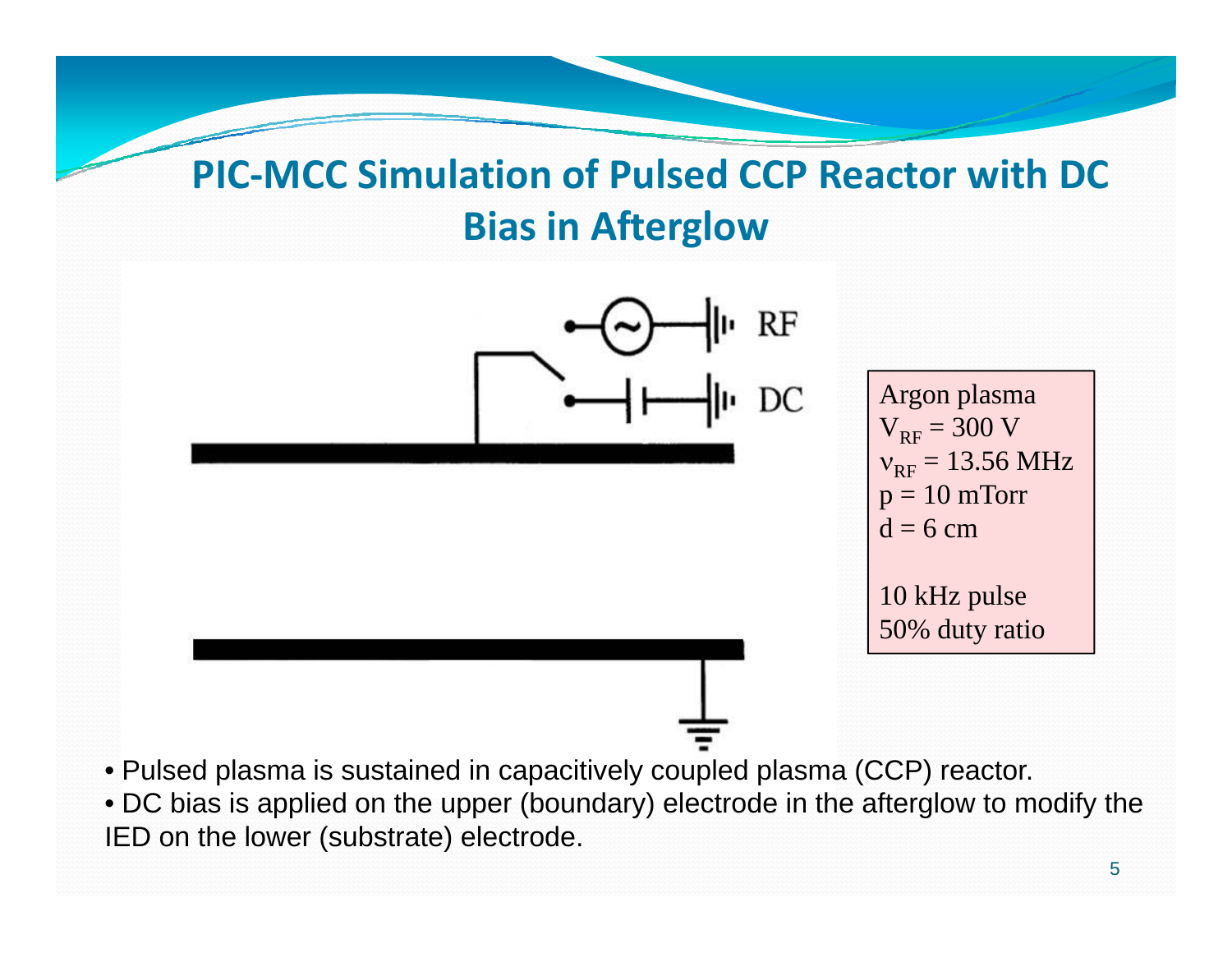# PIC-MCC Simulation of Pulsed CCP Reactor with DC Bias in Afterglow

RF

DC

Argon plasma
$V_{RF}$ = 300 V
$\nu_{RF}$ = 13.56 MHz
p = 10 mTorr
d = 6 cm

10 kHz pulse
50% duty ratio

- Pulsed plasma is sustained in capacitively coupled plasma (CCP) reactor.
- DC bias is applied on the upper (boundary) electrode in the afterglow to modify the IED on the lower (substrate) electrode.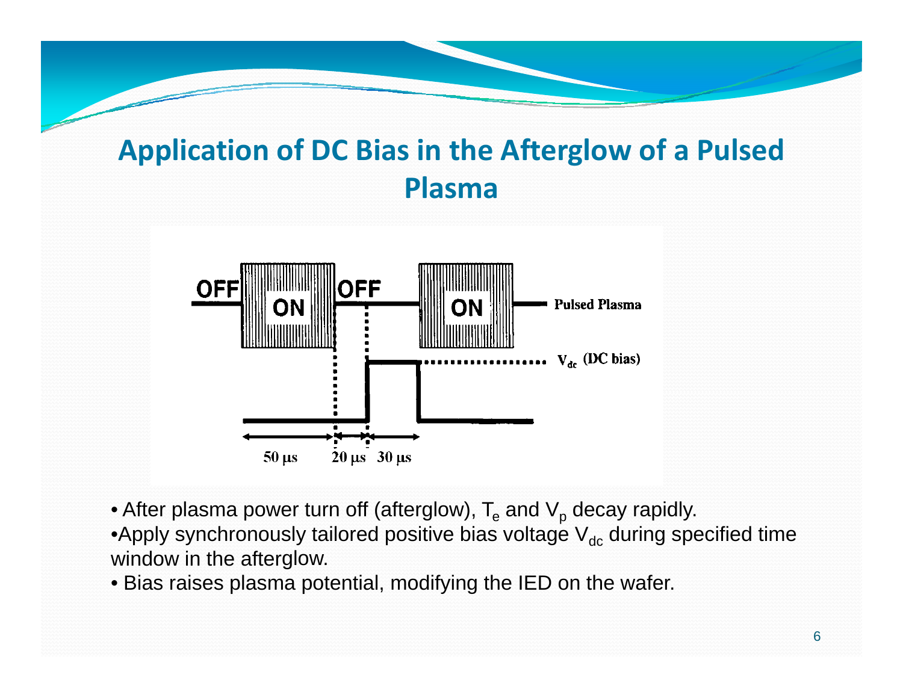# Application of DC Bias in the Afterglow of a Pulsed Plasma

- After plasma power turn off (afterglow), $T_e$ and $V_p$ decay rapidly.
- Apply synchronously tailored positive bias voltage $V_{dc}$ during specified time window in the afterglow.
- Bias raises plasma potential, modifying the IED on the wafer.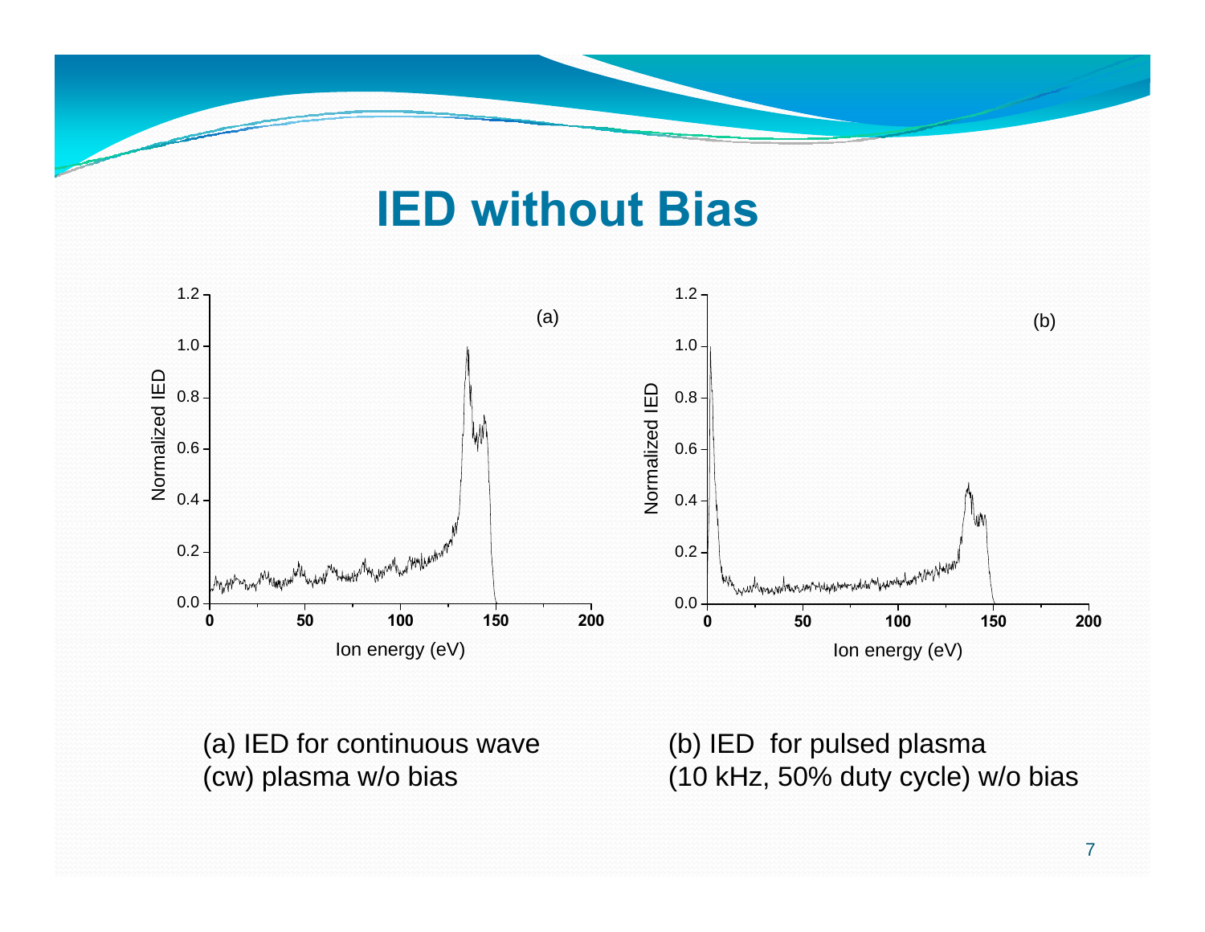# IED without Bias

(a) IED for continuous wave (cw) plasma w/o bias

(b) IED for pulsed plasma (10 kHz, 50% duty cycle) w/o bias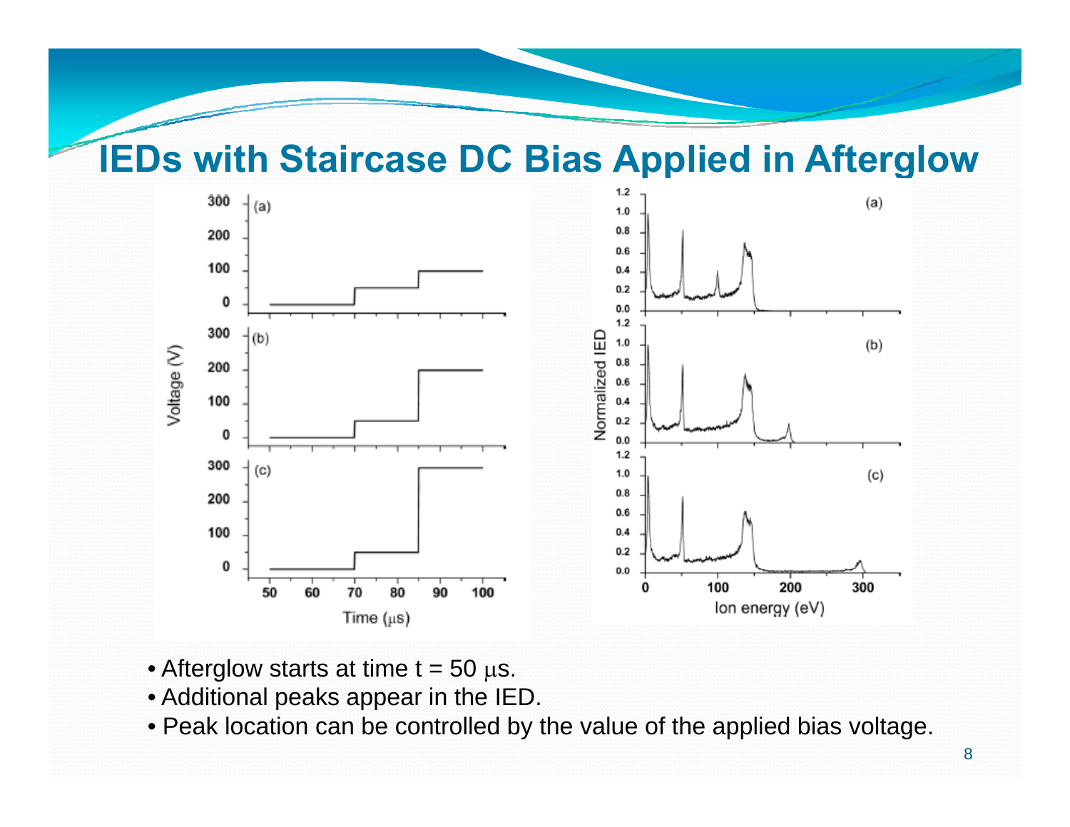# IEDs with Staircase DC Bias Applied in Afterglow

- Afterglow starts at time t = 50 $\mu$s.
- Additional peaks appear in the IED.
- Peak location can be controlled by the value of the applied bias voltage.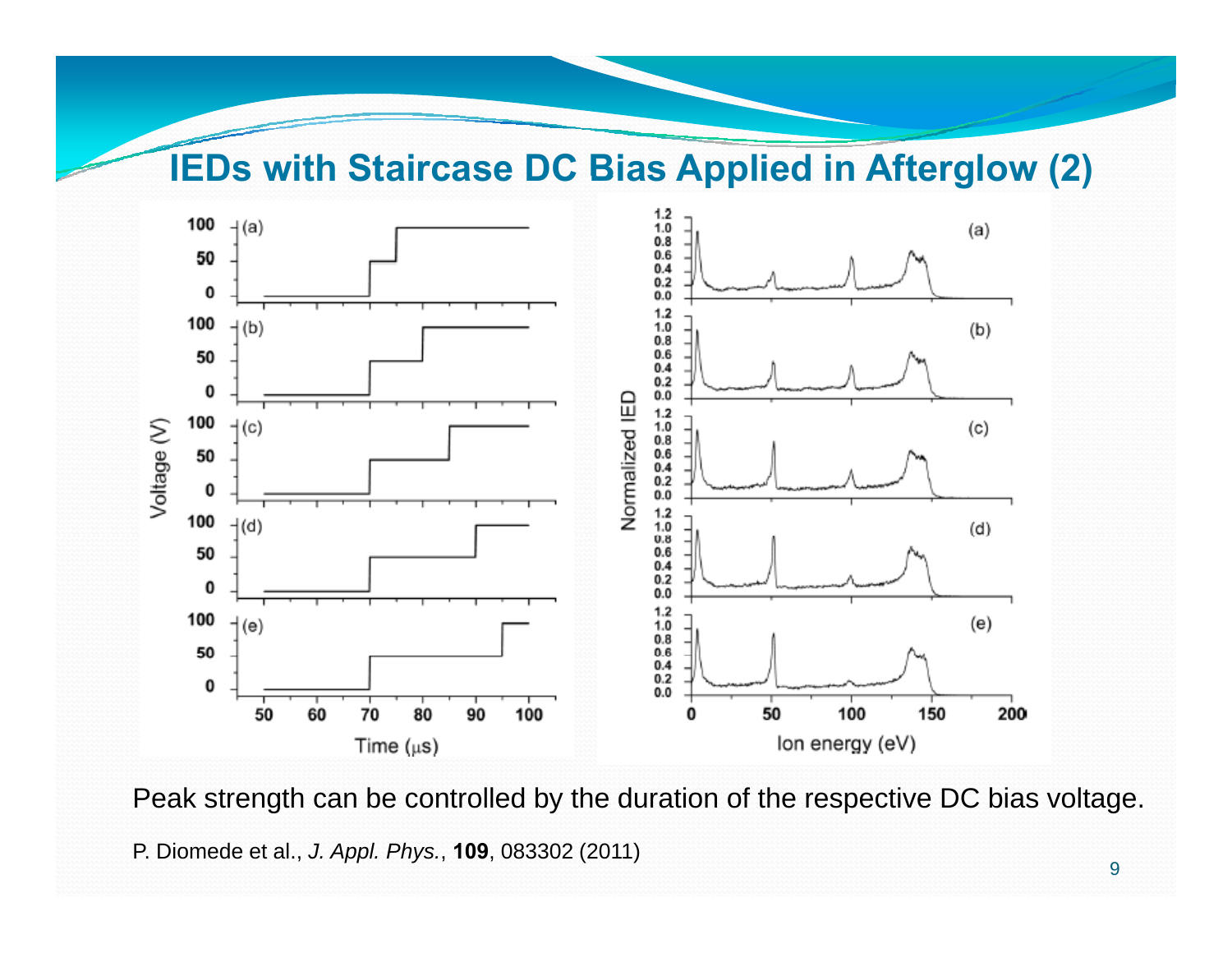# IEDs with Staircase DC Bias Applied in Afterglow (2)

Peak strength can be controlled by the duration of the respective DC bias voltage.

P. Diomede et al., *J. Appl. Phys.*, **109**, 083302 (2011)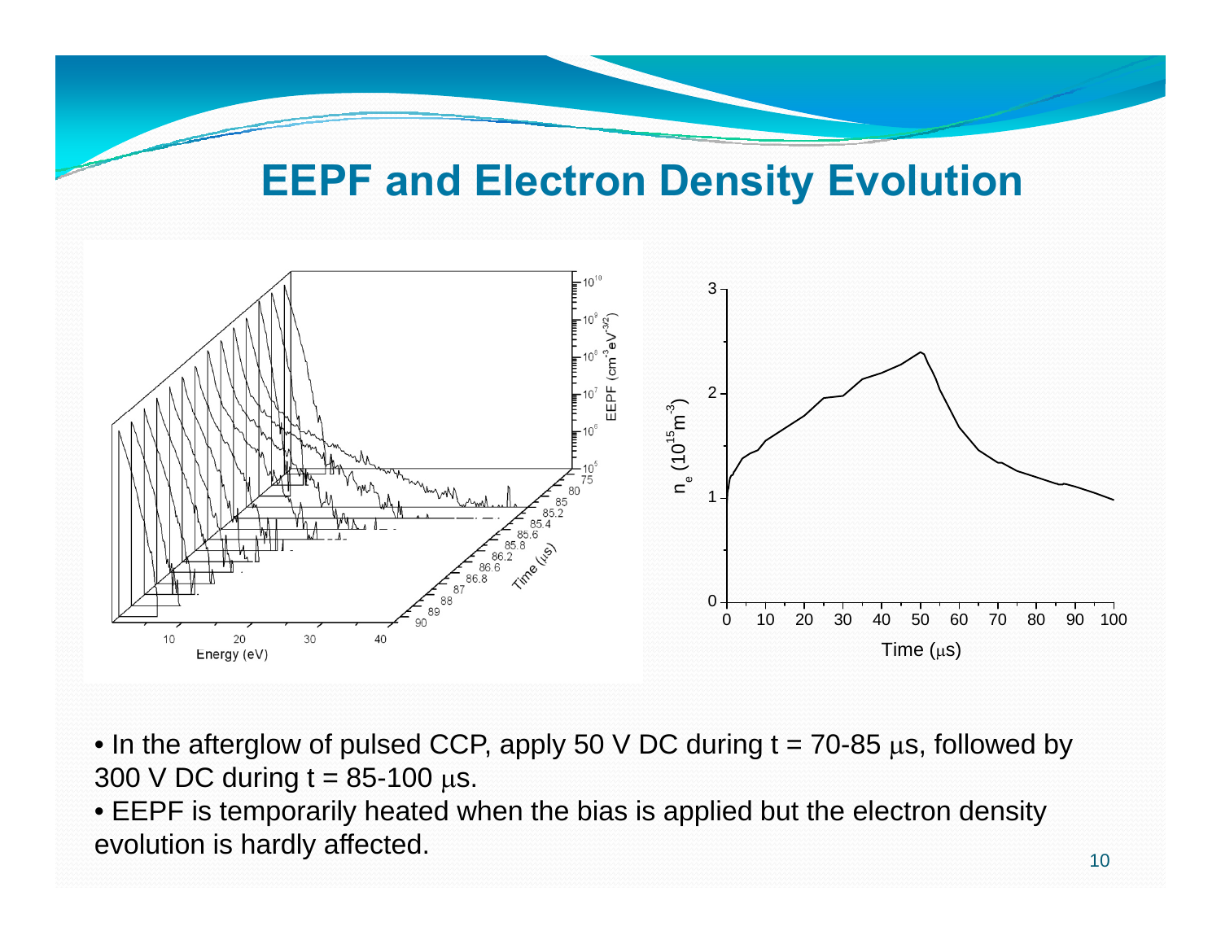# EEPF and Electron Density Evolution

- In the afterglow of pulsed CCP, apply 50 V DC during t = 70-85 $\mu$s, followed by 300 V DC during t = 85-100 $\mu$s.
- EEPF is temporarily heated when the bias is applied but the electron density evolution is hardly affected.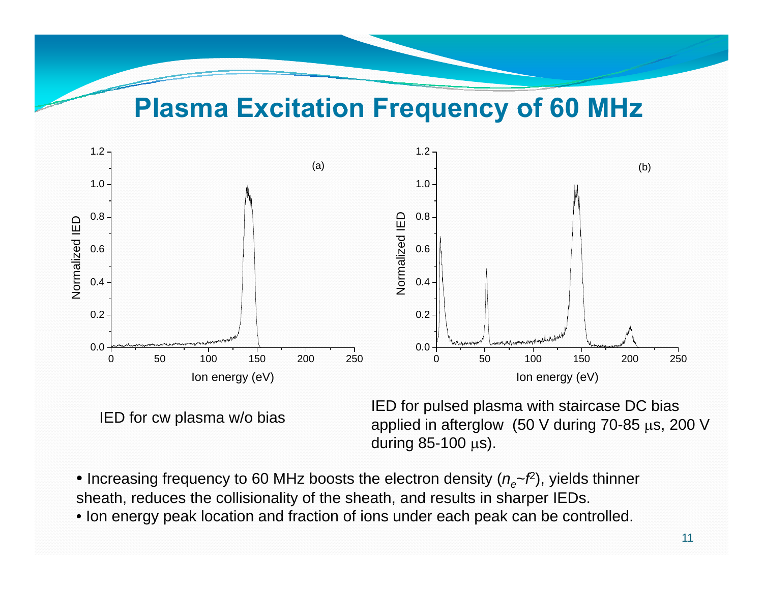# Plasma Excitation Frequency of 60 MHz

IED for cw plasma w/o bias

IED for pulsed plasma with staircase DC bias applied in afterglow (50 V during 70-85 μs, 200 V during 85-100 μs).

- Increasing frequency to 60 MHz boosts the electron density ($n_e$~$f^2$), yields thinner sheath, reduces the collisionality of the sheath, and results in sharper IEDs.
- Ion energy peak location and fraction of ions under each peak can be controlled.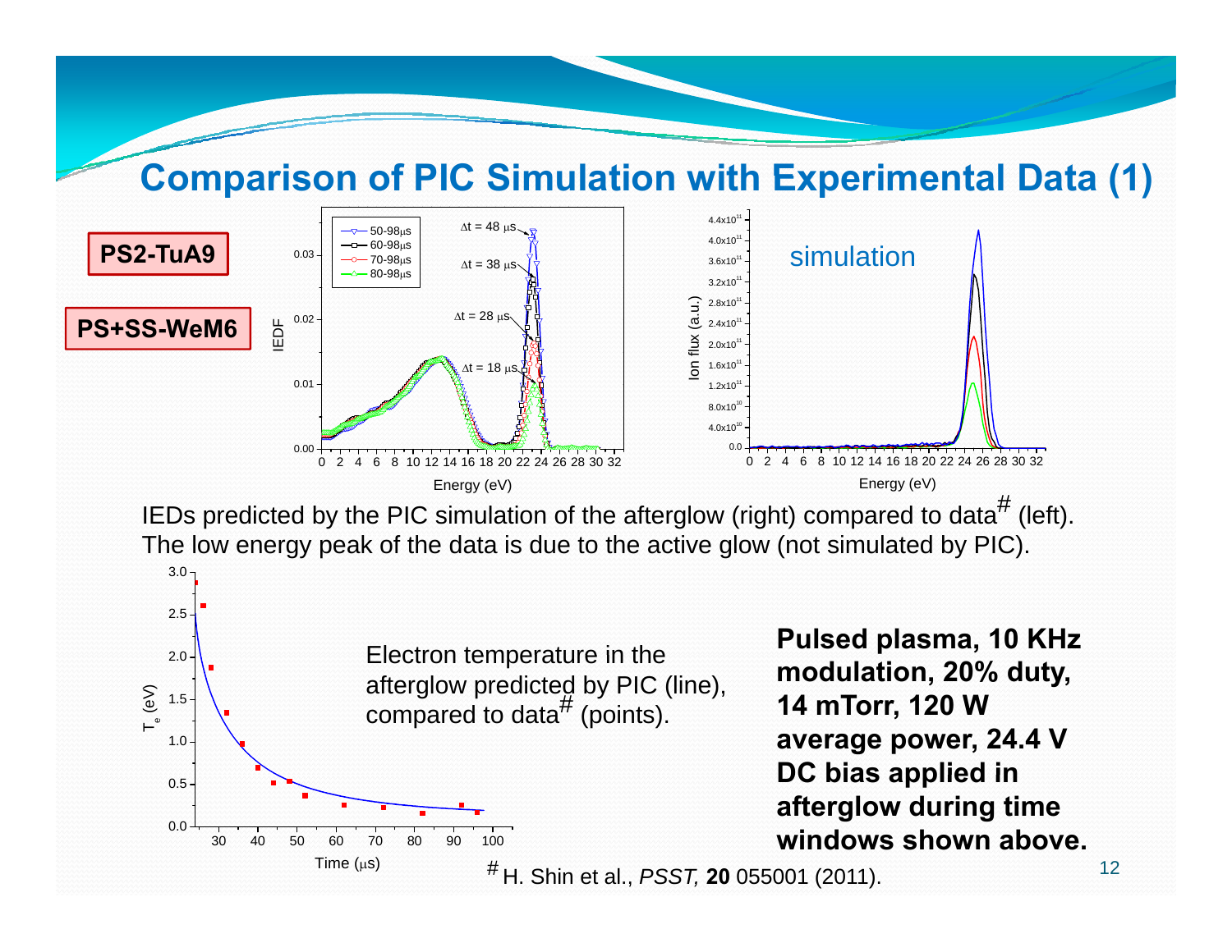# Comparison of PIC Simulation with Experimental Data (1)

**PS2-TuA9**

**PS+SS-WeM6**

IEDs predicted by the PIC simulation of the afterglow (right) compared to data[#] (left). The low energy peak of the data is due to the active glow (not simulated by PIC).

Electron temperature in the afterglow predicted by PIC (line), compared to data[#] (points).

**Pulsed plasma, 10 KHz modulation, 20% duty, 14 mTorr, 120 W average power, 24.4 V DC bias applied in afterglow during time windows shown above.**

[#] H. Shin et al., *PSST,* **20** 055001 (2011).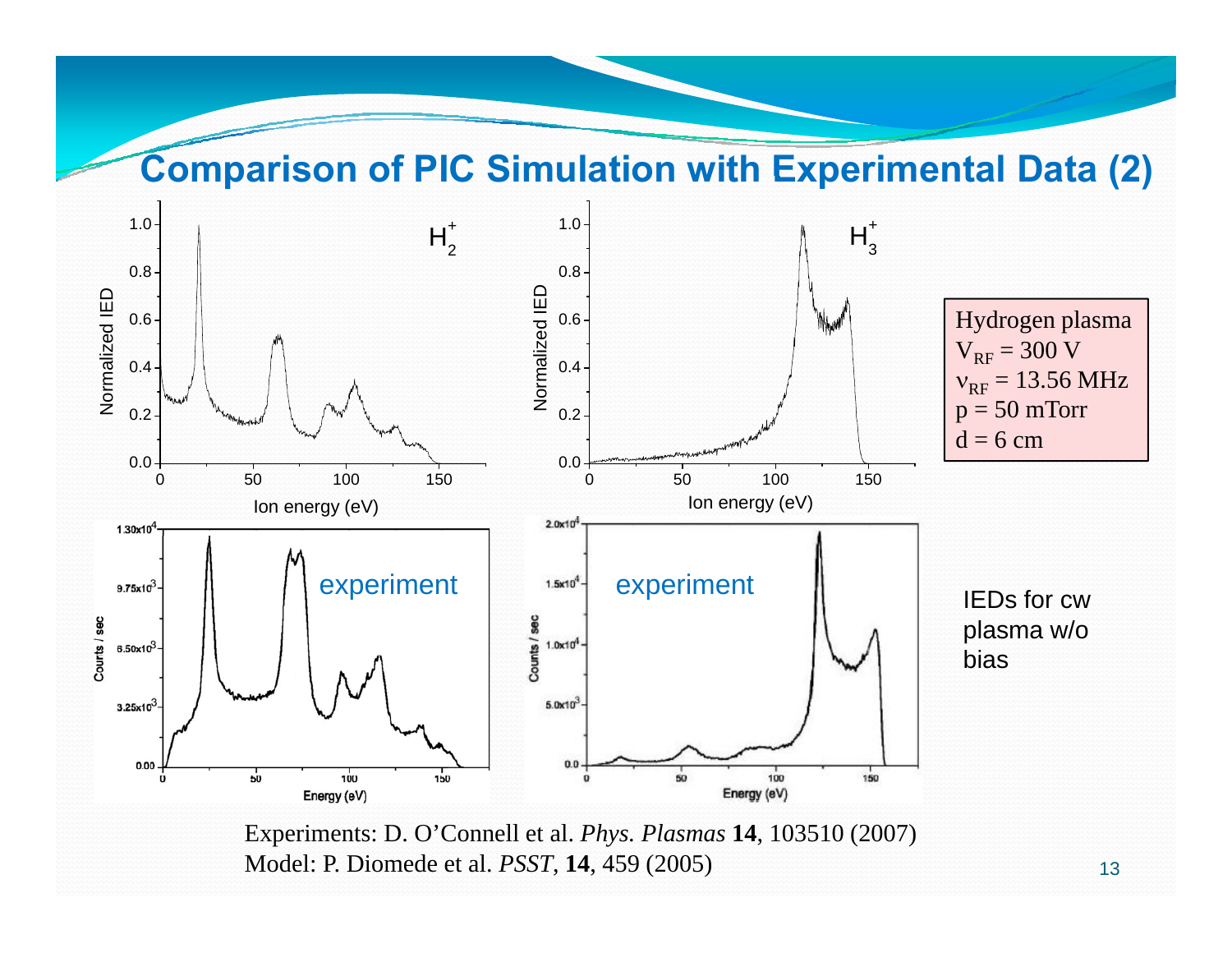# Comparison of PIC Simulation with Experimental Data (2)

Hydrogen plasma
$V_{RF}$ = 300 V
$\nu_{RF}$ = 13.56 MHz
p = 50 mTorr
d = 6 cm

IEDs for cw plasma w/o bias

Experiments: D. O'Connell et al. *Phys. Plasmas* **14**, 103510 (2007)
Model: P. Diomede et al. *PSST*, **14**, 459 (2005)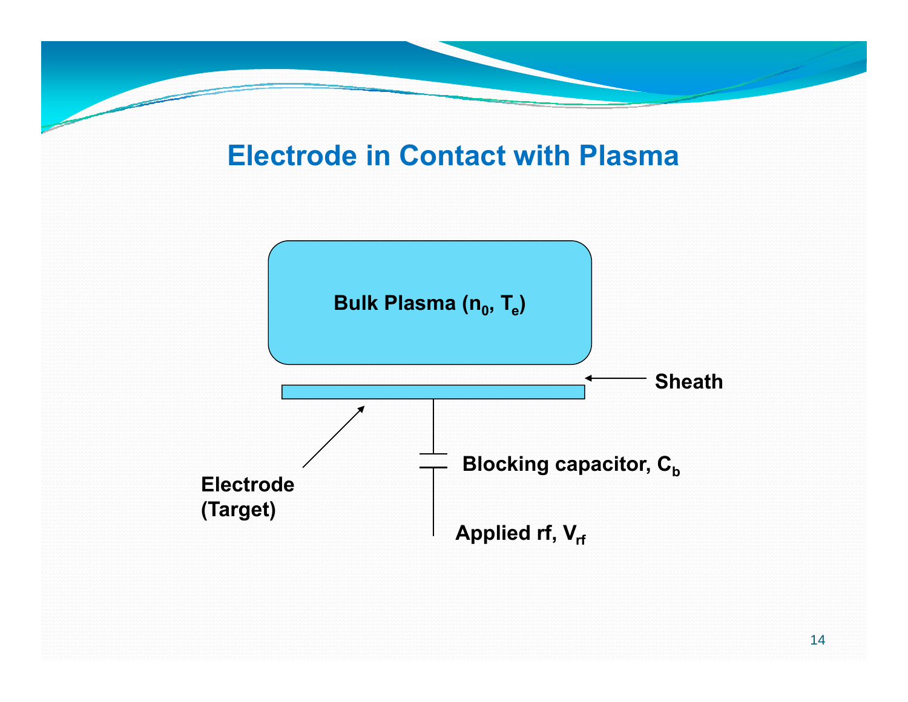# Electrode in Contact with Plasma

Bulk Plasma ($n_0$, $T_e$)

Sheath

Electrode (Target)

Blocking capacitor, $C_b$

Applied rf, $V_{rf}$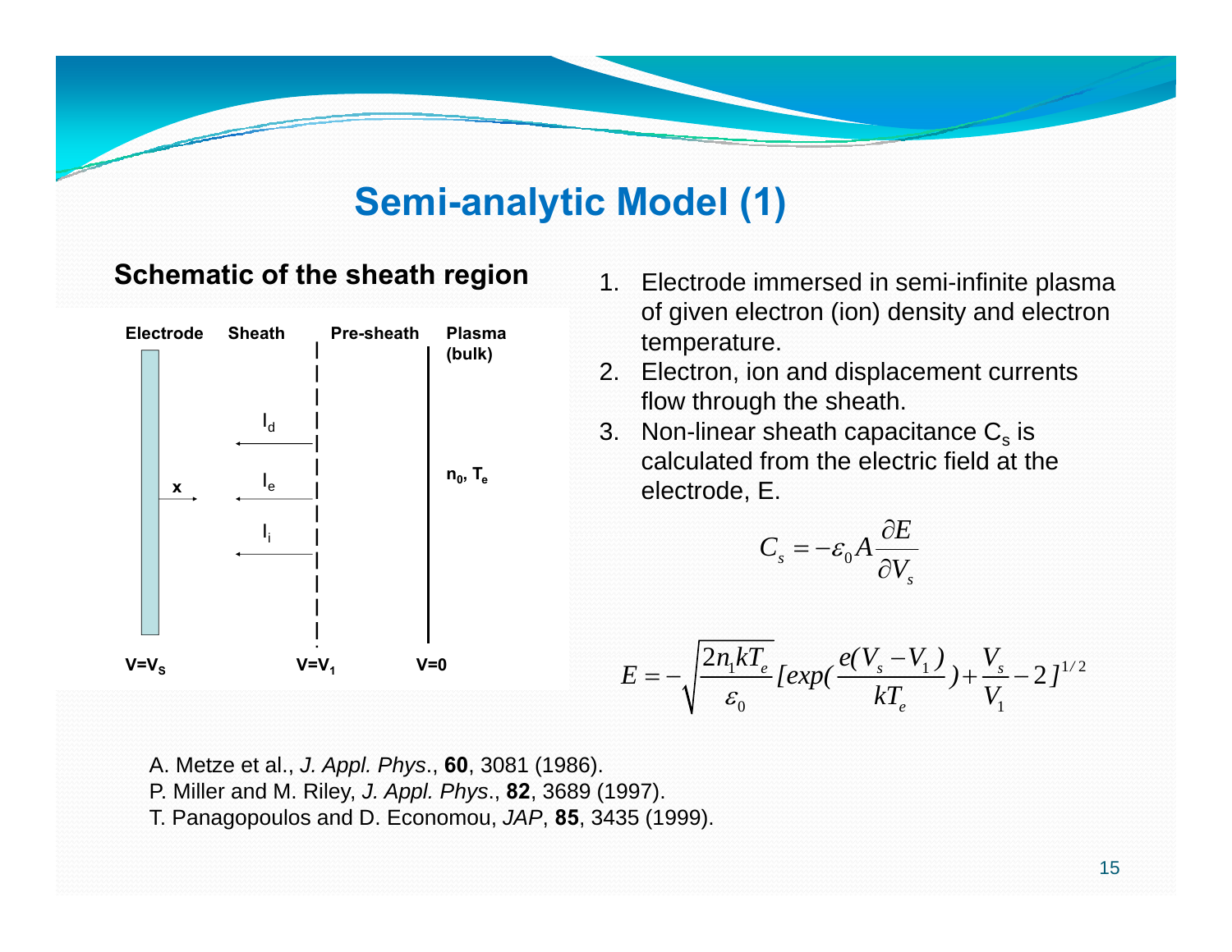# Semi-analytic Model (1)

## Schematic of the sheath region

| Electrode | Sheath | Pre-sheath | Plasma (bulk) |
|---|---|---|---|
| $V=V_S$ | | $V=V_1$ | $V=0$ |

$x$, $I_d$, $I_e$, $I_i$, $n_0$, $T_e$

1. Electrode immersed in semi-infinite plasma of given electron (ion) density and electron temperature.
2. Electron, ion and displacement currents flow through the sheath.
3. Non-linear sheath capacitance $C_s$ is calculated from the electric field at the electrode, E.

$$C_s = -\varepsilon_0 A \frac{\partial E}{\partial V_s}$$

$$E = -\sqrt{\frac{2n_1 kT_e}{\varepsilon_0}} \left[ exp\left(\frac{e(V_s - V_1)}{kT_e}\right) + \frac{V_s}{V_1} - 2 \right]^{1/2}$$

A. Metze et al., *J. Appl. Phys*., **60**, 3081 (1986).
P. Miller and M. Riley, *J. Appl. Phys*., **82**, 3689 (1997).
T. Panagopoulos and D. Economou, *JAP*, **85**, 3435 (1999).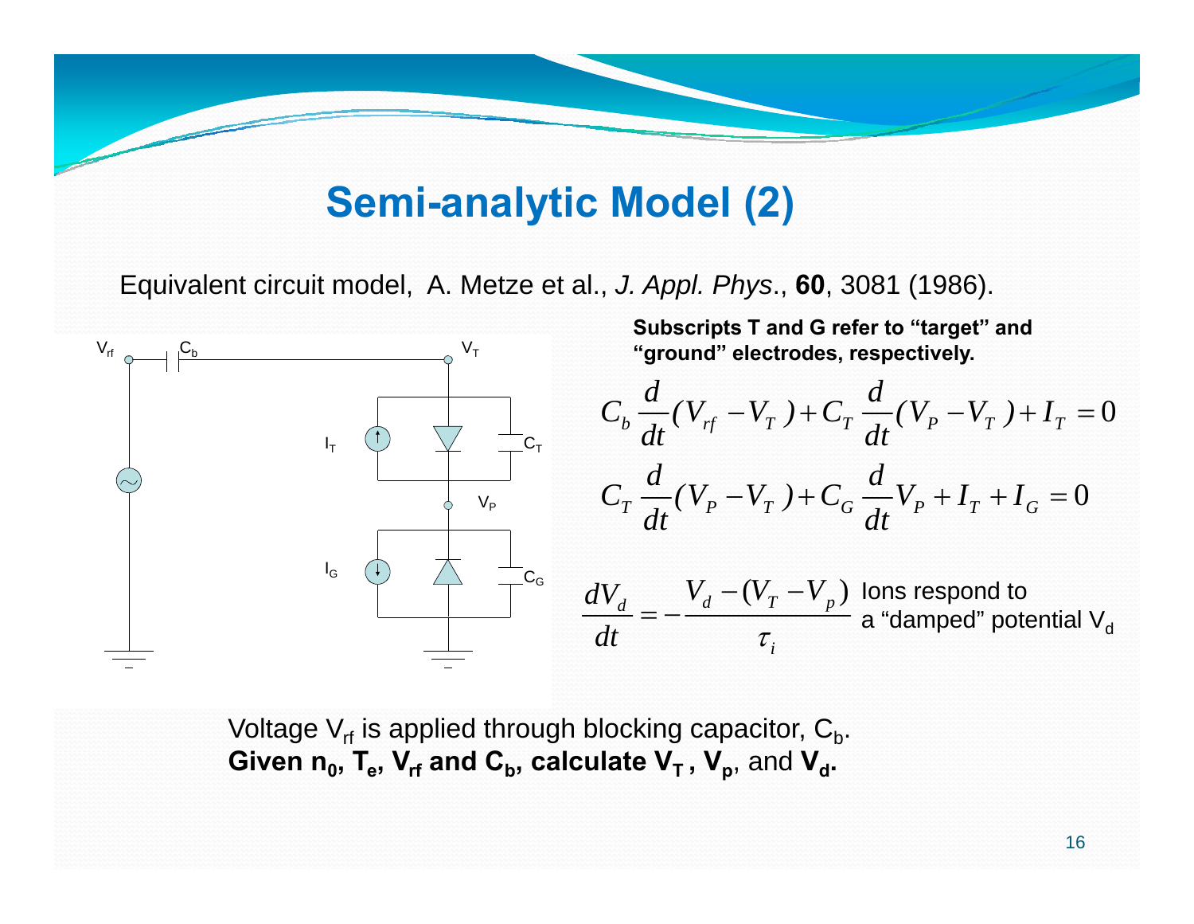# Semi-analytic Model (2)

Equivalent circuit model, A. Metze et al., *J. Appl. Phys*., **60**, 3081 (1986).

**Subscripts T and G refer to "target" and "ground" electrodes, respectively.**

$$C_b \frac{d}{dt}(V_{rf} - V_T) + C_T \frac{d}{dt}(V_P - V_T) + I_T = 0$$

$$C_T \frac{d}{dt}(V_P - V_T) + C_G \frac{d}{dt} V_P + I_T + I_G = 0$$

$$\frac{dV_d}{dt} = -\frac{V_d - (V_T - V_p)}{\tau_i}$$

Ions respond to a "damped" potential $V_d$

Voltage $V_{rf}$ is applied through blocking capacitor, $C_b$.
**Given $n_0$, $T_e$, $V_{rf}$ and $C_b$, calculate $V_T$, $V_p$**, and **$V_d$.**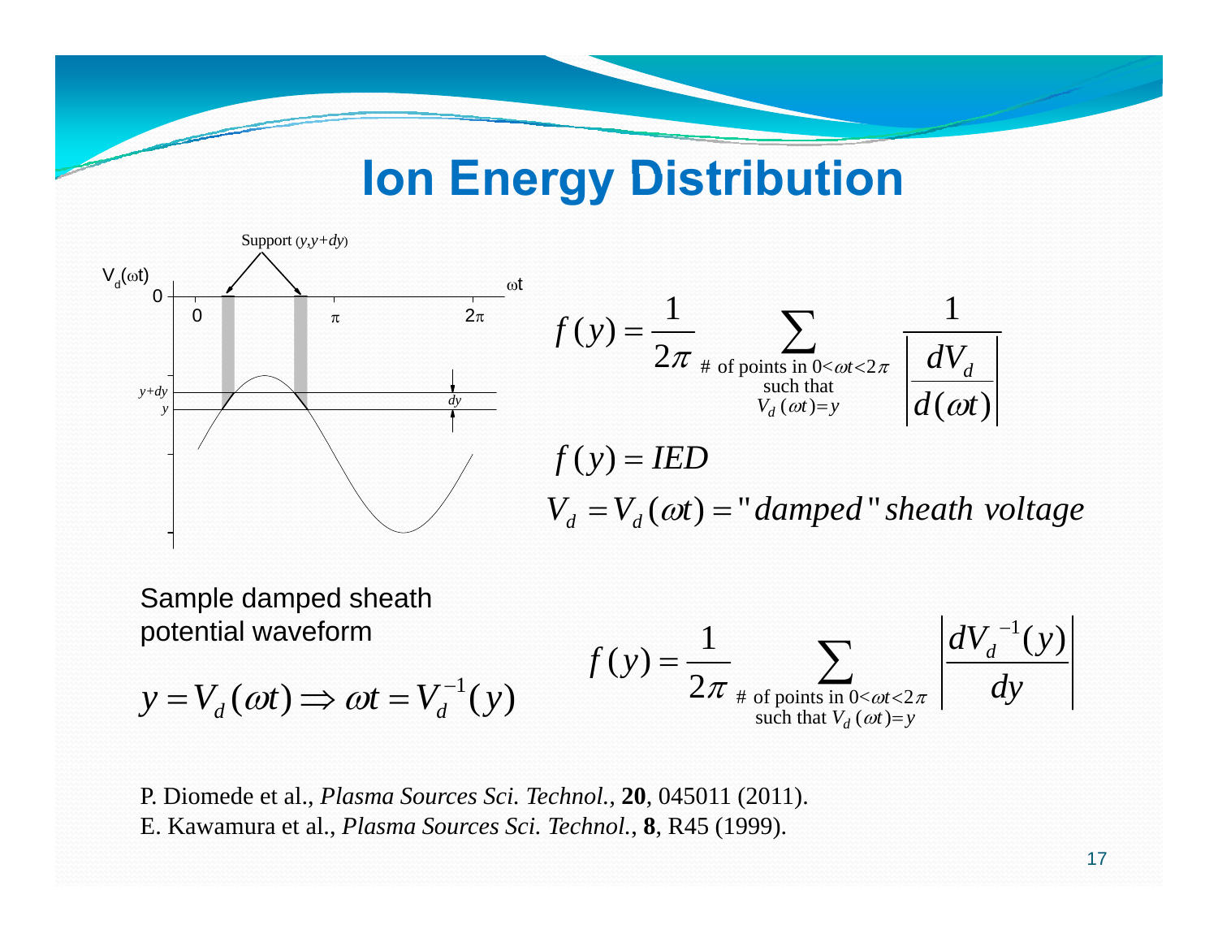# Ion Energy Distribution

$$f(y) = \frac{1}{2\pi} \sum_{\substack{\text{\# of points in } 0<\omega t<2\pi \\ \text{such that} \\ V_d(\omega t)=y}} \frac{1}{\left| \dfrac{dV_d}{d(\omega t)} \right|}$$

$$f(y) = IED$$

$$V_d = V_d(\omega t) = \text{"}damped\text{"}\ sheath\ voltage$$

Sample damped sheath potential waveform

$$y = V_d(\omega t) \Rightarrow \omega t = V_d^{-1}(y)$$

$$f(y) = \frac{1}{2\pi} \sum_{\substack{\text{\# of points in } 0<\omega t<2\pi \\ \text{such that } V_d(\omega t)=y}} \left| \frac{dV_d^{-1}(y)}{dy} \right|$$

P. Diomede et al., *Plasma Sources Sci. Technol.*, **20**, 045011 (2011).
E. Kawamura et al., *Plasma Sources Sci. Technol.*, **8**, R45 (1999).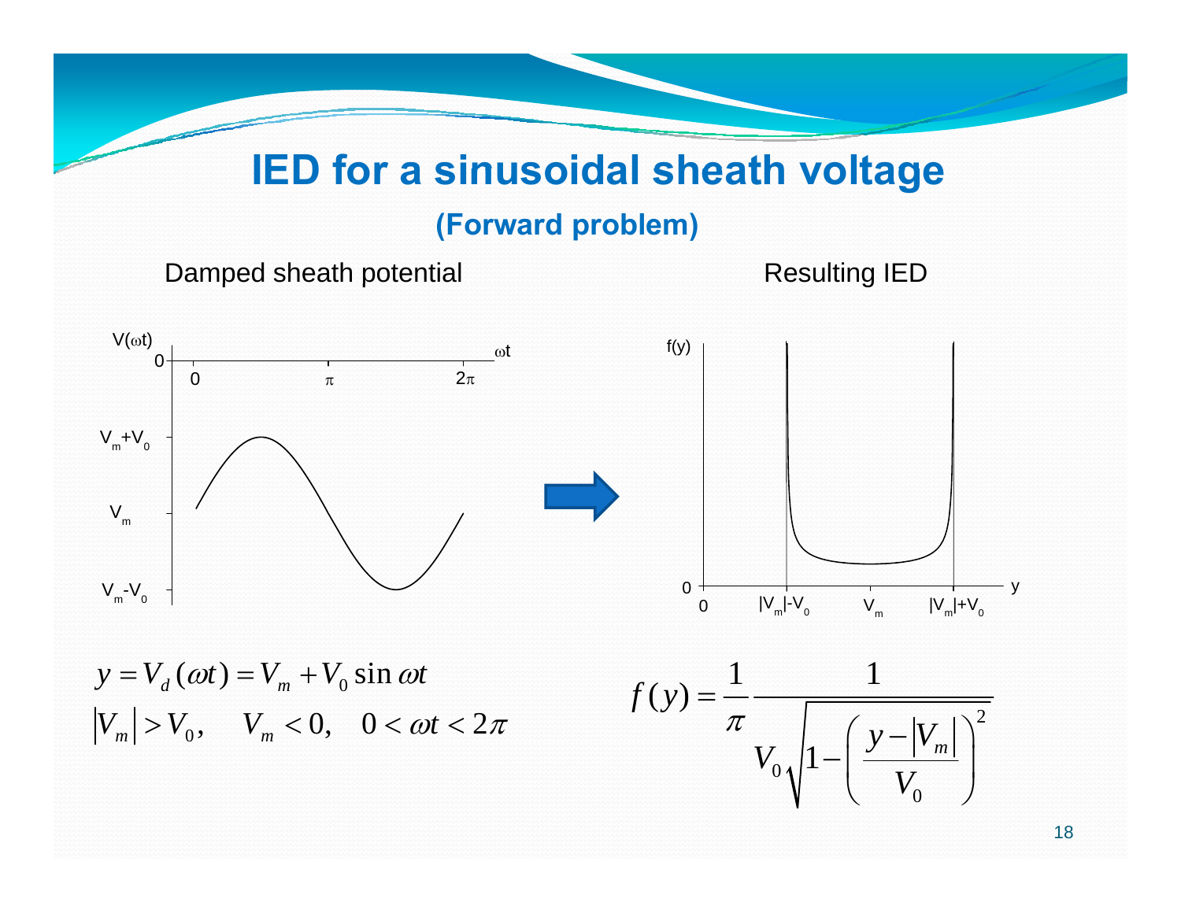# IED for a sinusoidal sheath voltage

## (Forward problem)

Damped sheath potential

Resulting IED

$$y = V_d(\omega t) = V_m + V_0 \sin \omega t$$

$$|V_m| > V_0, \quad V_m < 0, \quad 0 < \omega t < 2\pi$$

$$f(y) = \frac{1}{\pi} \frac{1}{V_0 \sqrt{1 - \left( \frac{y - |V_m|}{V_0} \right)^2}}$$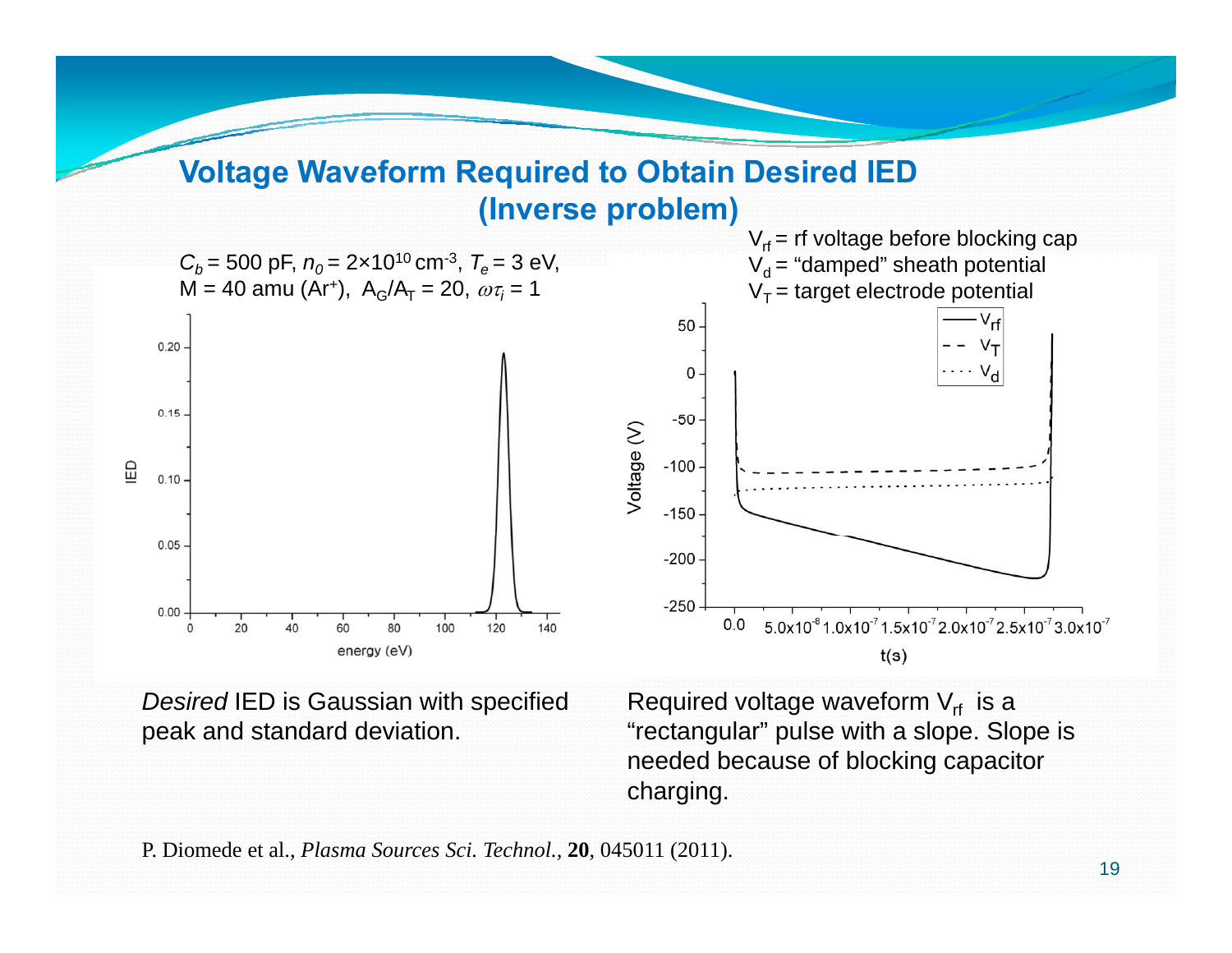# Voltage Waveform Required to Obtain Desired IED (Inverse problem)

$C_b$ = 500 pF, $n_0 = 2\times10^{10}$ cm$^{-3}$, $T_e$ = 3 eV, M = 40 amu (Ar$^+$), $A_G/A_T$ = 20, $\omega\tau_i$ = 1

$V_{rf}$ = rf voltage before blocking cap
$V_d$ = "damped" sheath potential
$V_T$ = target electrode potential

*Desired* IED is Gaussian with specified peak and standard deviation.

Required voltage waveform $V_{rf}$ is a "rectangular" pulse with a slope. Slope is needed because of blocking capacitor charging.

P. Diomede et al., *Plasma Sources Sci. Technol.*, **20**, 045011 (2011).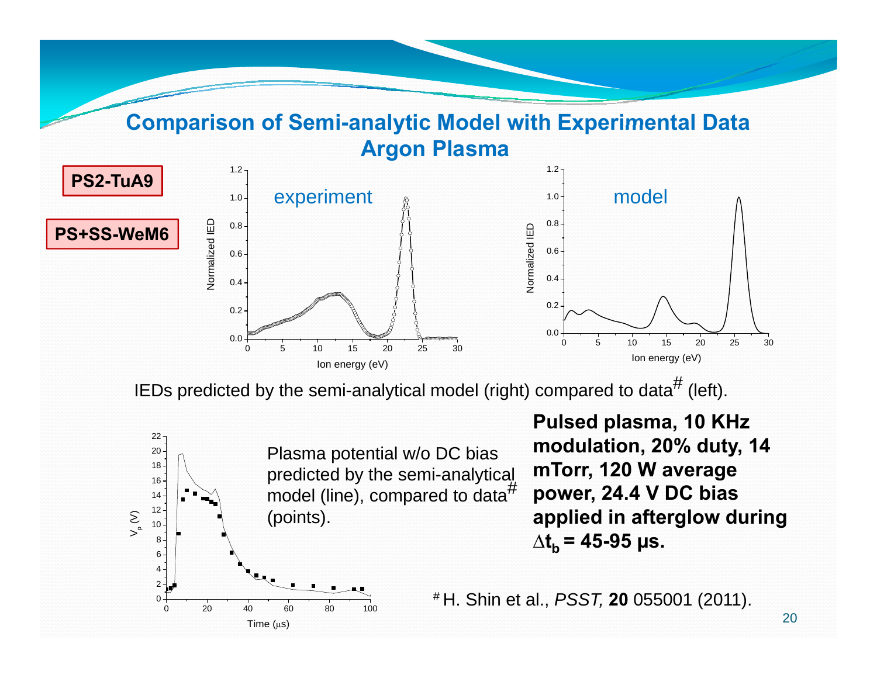# Comparison of Semi-analytic Model with Experimental Data
## Argon Plasma

**PS2-TuA9**

**PS+SS-WeM6**

IEDs predicted by the semi-analytical model (right) compared to data[#] (left).

Plasma potential w/o DC bias predicted by the semi-analytical model (line), compared to data[#] (points).

**Pulsed plasma, 10 KHz modulation, 20% duty, 14 mTorr, 120 W average power, 24.4 V DC bias applied in afterglow during $\Delta t_b$ = 45-95 μs.**

[#] H. Shin et al., *PSST,* **20** 055001 (2011).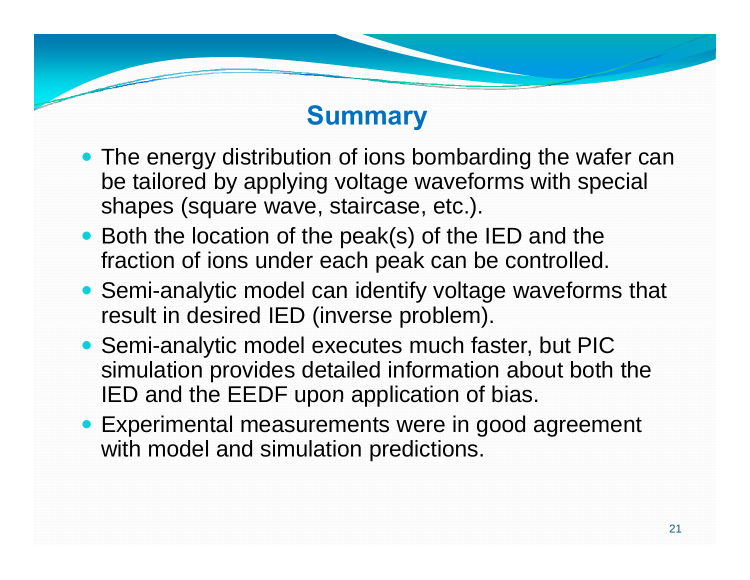# Summary

- The energy distribution of ions bombarding the wafer can be tailored by applying voltage waveforms with special shapes (square wave, staircase, etc.).
- Both the location of the peak(s) of the IED and the fraction of ions under each peak can be controlled.
- Semi-analytic model can identify voltage waveforms that result in desired IED (inverse problem).
- Semi-analytic model executes much faster, but PIC simulation provides detailed information about both the IED and the EEDF upon application of bias.
- Experimental measurements were in good agreement with model and simulation predictions.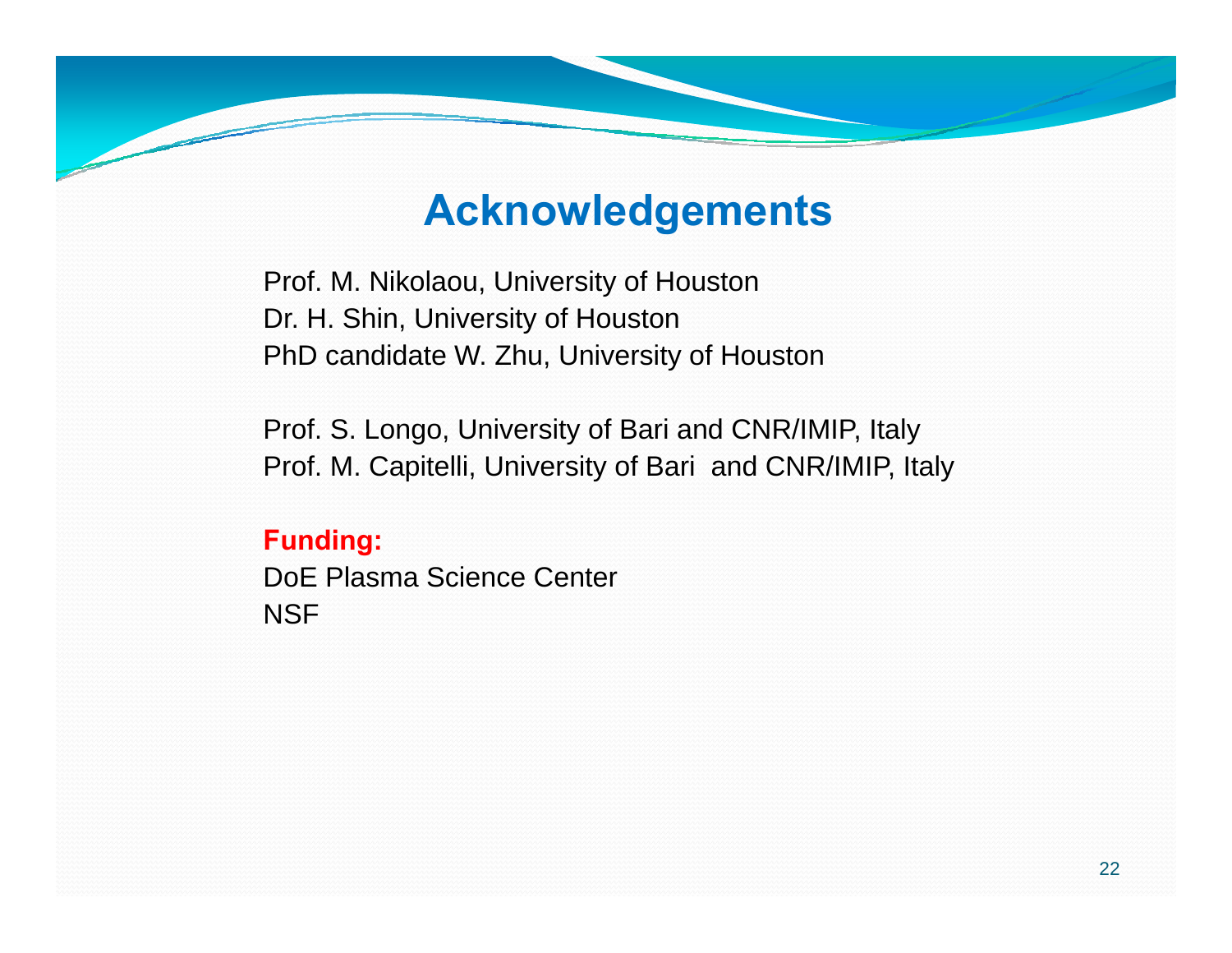# Acknowledgements

Prof. M. Nikolaou, University of Houston
Dr. H. Shin, University of Houston
PhD candidate W. Zhu, University of Houston

Prof. S. Longo, University of Bari and CNR/IMIP, Italy
Prof. M. Capitelli, University of Bari and CNR/IMIP, Italy

**Funding:**
DoE Plasma Science Center
NSF